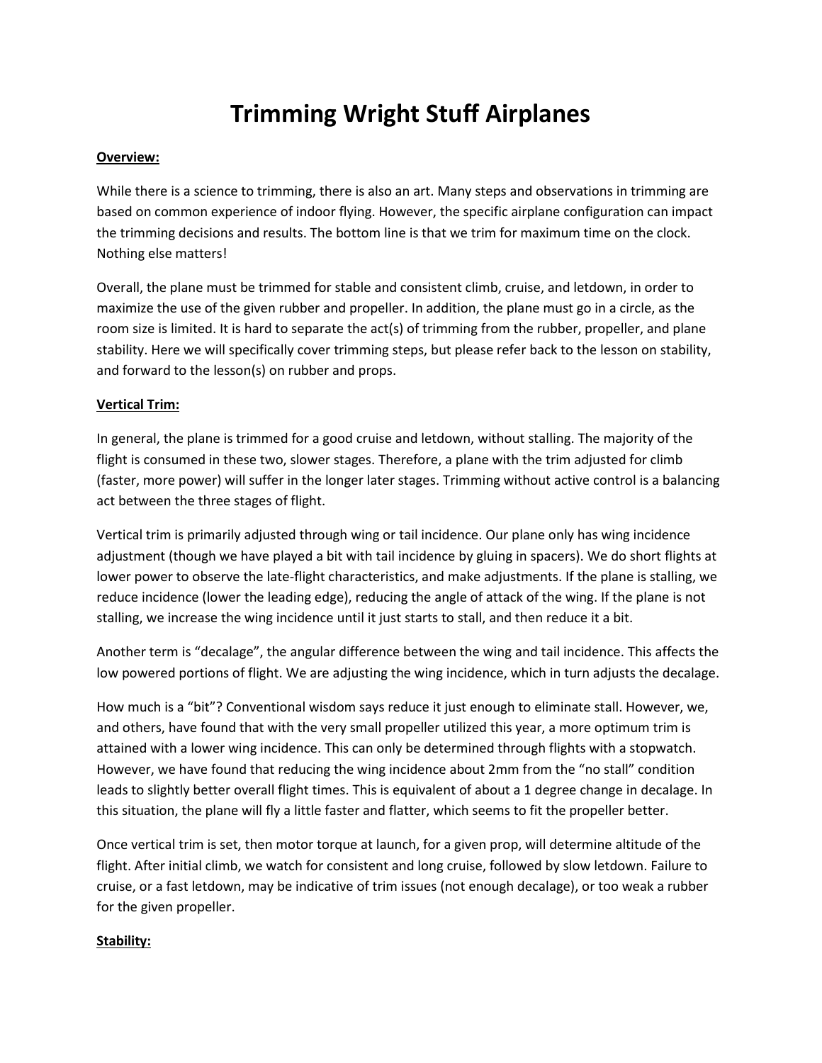# Trimming Wright Stuff Airplanes

## Overview:

While there is a science to trimming, there is also an art. Many steps and observations in trimming are based on common experience of indoor flying. However, the specific airplane configuration can impact the trimming decisions and results. The bottom line is that we trim for maximum time on the clock. Nothing else matters!

Overall, the plane must be trimmed for stable and consistent climb, cruise, and letdown, in order to maximize the use of the given rubber and propeller. In addition, the plane must go in a circle, as the room size is limited. It is hard to separate the act(s) of trimming from the rubber, propeller, and plane stability. Here we will specifically cover trimming steps, but please refer back to the lesson on stability, and forward to the lesson(s) on rubber and props.

## Vertical Trim:

In general, the plane is trimmed for a good cruise and letdown, without stalling. The majority of the flight is consumed in these two, slower stages. Therefore, a plane with the trim adjusted for climb (faster, more power) will suffer in the longer later stages. Trimming without active control is a balancing act between the three stages of flight.

Vertical trim is primarily adjusted through wing or tail incidence. Our plane only has wing incidence adjustment (though we have played a bit with tail incidence by gluing in spacers). We do short flights at lower power to observe the late-flight characteristics, and make adjustments. If the plane is stalling, we reduce incidence (lower the leading edge), reducing the angle of attack of the wing. If the plane is not stalling, we increase the wing incidence until it just starts to stall, and then reduce it a bit.

Another term is "decalage", the angular difference between the wing and tail incidence. This affects the low powered portions of flight. We are adjusting the wing incidence, which in turn adjusts the decalage.

How much is a "bit"? Conventional wisdom says reduce it just enough to eliminate stall. However, we, and others, have found that with the very small propeller utilized this year, a more optimum trim is attained with a lower wing incidence. This can only be determined through flights with a stopwatch. However, we have found that reducing the wing incidence about 2mm from the "no stall" condition leads to slightly better overall flight times. This is equivalent of about a 1 degree change in decalage. In this situation, the plane will fly a little faster and flatter, which seems to fit the propeller better.

Once vertical trim is set, then motor torque at launch, for a given prop, will determine altitude of the flight. After initial climb, we watch for consistent and long cruise, followed by slow letdown. Failure to cruise, or a fast letdown, may be indicative of trim issues (not enough decalage), or too weak a rubber for the given propeller.

## Stability: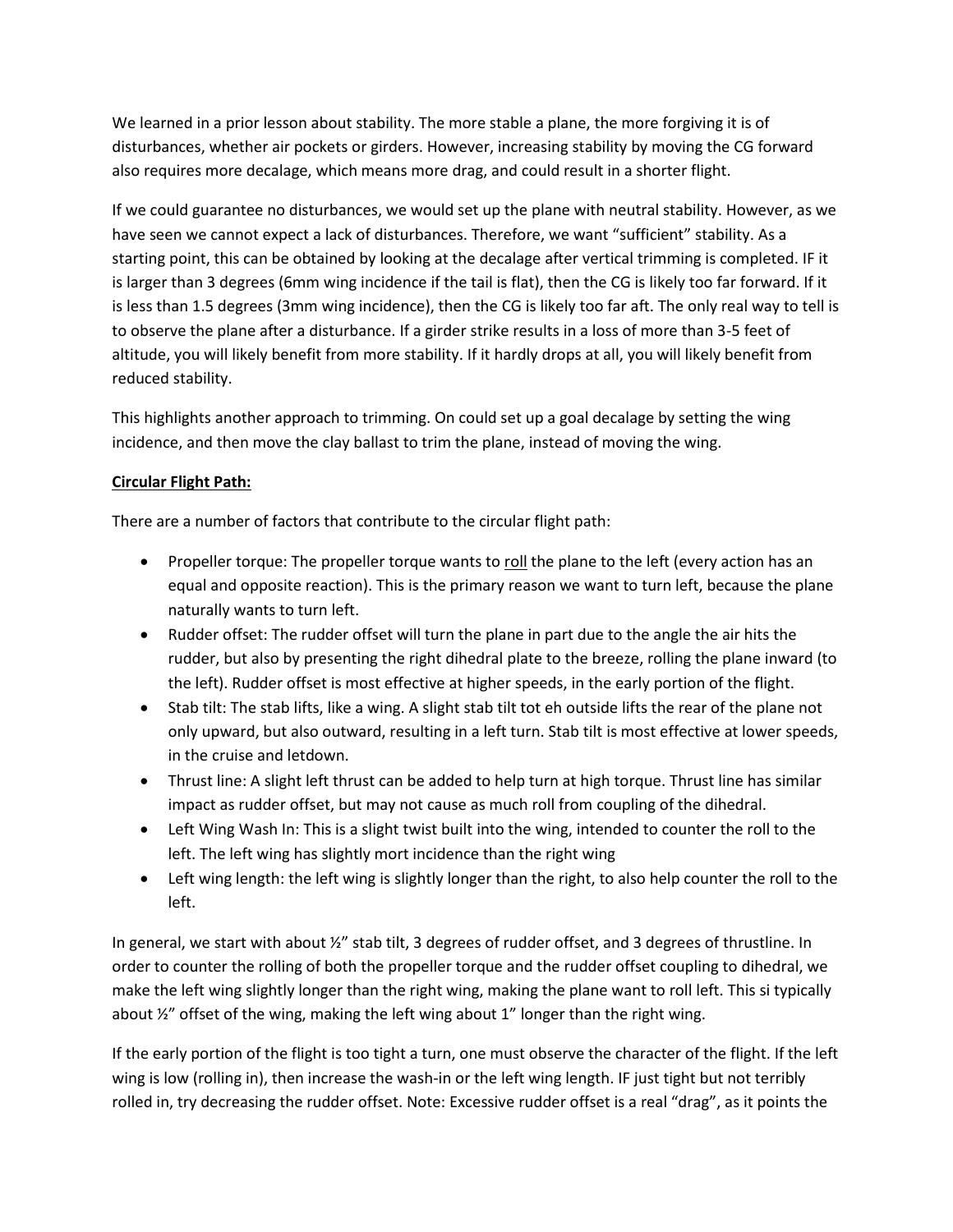We learned in a prior lesson about stability. The more stable a plane, the more forgiving it is of disturbances, whether air pockets or girders. However, increasing stability by moving the CG forward also requires more decalage, which means more drag, and could result in a shorter flight.

If we could guarantee no disturbances, we would set up the plane with neutral stability. However, as we have seen we cannot expect a lack of disturbances. Therefore, we want "sufficient" stability. As a starting point, this can be obtained by looking at the decalage after vertical trimming is completed. IF it is larger than 3 degrees (6mm wing incidence if the tail is flat), then the CG is likely too far forward. If it is less than 1.5 degrees (3mm wing incidence), then the CG is likely too far aft. The only real way to tell is to observe the plane after a disturbance. If a girder strike results in a loss of more than 3-5 feet of altitude, you will likely benefit from more stability. If it hardly drops at all, you will likely benefit from reduced stability.

This highlights another approach to trimming. On could set up a goal decalage by setting the wing incidence, and then move the clay ballast to trim the plane, instead of moving the wing.

**Circular Flight Path:**

There are a number of factors that contribute to the circular flight path:

- Propeller torque: The propeller torque wants to roll the plane to the left (every action has an equal and opposite reaction). This is the primary reason we want to turn left, because the plane naturally wants to turn left.
- Rudder offset: The rudder offset will turn the plane in part due to the angle the air hits the rudder, but also by presenting the right dihedral plate to the breeze, rolling the plane inward (to the left). Rudder offset is most effective at higher speeds, in the early portion of the flight.
- Stab tilt: The stab lifts, like a wing. A slight stab tilt tot eh outside lifts the rear of the plane not only upward, but also outward, resulting in a left turn. Stab tilt is most effective at lower speeds, in the cruise and letdown.
- Thrust line: A slight left thrust can be added to help turn at high torque. Thrust line has similar impact as rudder offset, but may not cause as much roll from coupling of the dihedral.
- Left Wing Wash In: This is a slight twist built into the wing, intended to counter the roll to the left. The left wing has slightly mort incidence than the right wing
- Left wing length: the left wing is slightly longer than the right, to also help counter the roll to the left.

In general, we start with about ½" stab tilt, 3 degrees of rudder offset, and 3 degrees of thrustline. In order to counter the rolling of both the propeller torque and the rudder offset coupling to dihedral, we make the left wing slightly longer than the right wing, making the plane want to roll left. This si typically about ½" offset of the wing, making the left wing about 1" longer than the right wing.

If the early portion of the flight is too tight a turn, one must observe the character of the flight. If the left wing is low (rolling in), then increase the wash-in or the left wing length. IF just tight but not terribly rolled in, try decreasing the rudder offset. Note: Excessive rudder offset is a real "drag", as it points the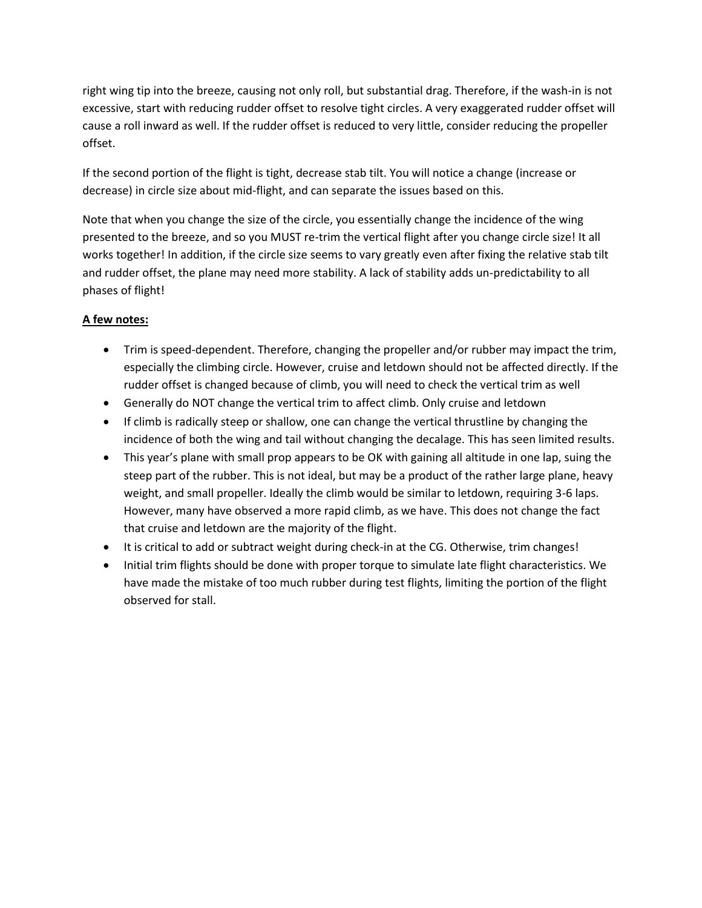right wing tip into the breeze, causing not only roll, but substantial drag. Therefore, if the wash-in is not excessive, start with reducing rudder offset to resolve tight circles. A very exaggerated rudder offset will cause a roll inward as well. If the rudder offset is reduced to very little, consider reducing the propeller offset.

If the second portion of the flight is tight, decrease stab tilt. You will notice a change (increase or decrease) in circle size about mid-flight, and can separate the issues based on this.

Note that when you change the size of the circle, you essentially change the incidence of the wing presented to the breeze, and so you MUST re-trim the vertical flight after you change circle size! It all works together! In addition, if the circle size seems to vary greatly even after fixing the relative stab tilt and rudder offset, the plane may need more stability. A lack of stability adds un-predictability to all phases of flight!

**A few notes:**

- Trim is speed-dependent. Therefore, changing the propeller and/or rubber may impact the trim, especially the climbing circle. However, cruise and letdown should not be affected directly. If the rudder offset is changed because of climb, you will need to check the vertical trim as well
- Generally do NOT change the vertical trim to affect climb. Only cruise and letdown
- If climb is radically steep or shallow, one can change the vertical thrustline by changing the incidence of both the wing and tail without changing the decalage. This has seen limited results.
- This year's plane with small prop appears to be OK with gaining all altitude in one lap, suing the steep part of the rubber. This is not ideal, but may be a product of the rather large plane, heavy weight, and small propeller. Ideally the climb would be similar to letdown, requiring 3-6 laps. However, many have observed a more rapid climb, as we have. This does not change the fact that cruise and letdown are the majority of the flight.
- It is critical to add or subtract weight during check-in at the CG. Otherwise, trim changes!
- Initial trim flights should be done with proper torque to simulate late flight characteristics. We have made the mistake of too much rubber during test flights, limiting the portion of the flight observed for stall.